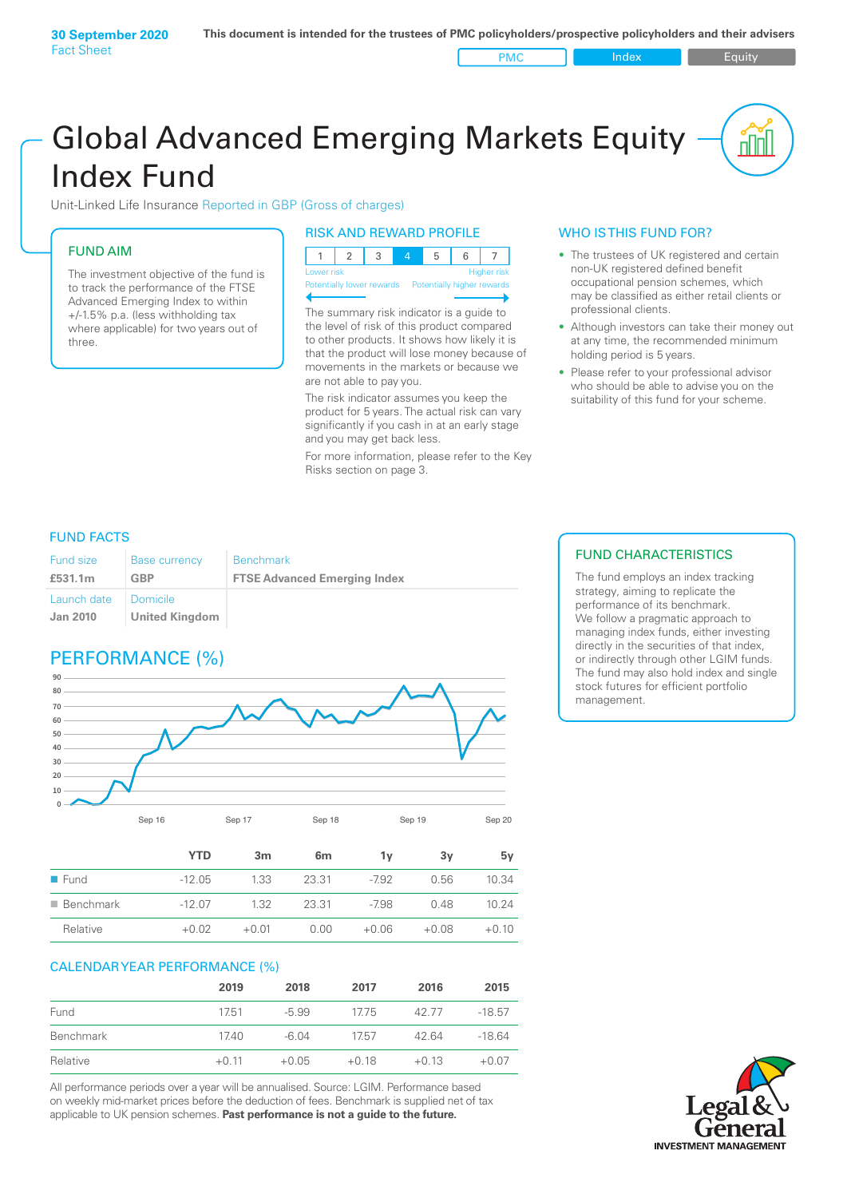**30 September 2020**
Fact Sheet

**This document is intended for the trustees of PMC policyholders/prospective policyholders and their advisers**

PMC | Index | Equity

# Global Advanced Emerging Markets Equity Index Fund

Unit-Linked Life Insurance Reported in GBP (Gross of charges)

## FUND AIM

The investment objective of the fund is to track the performance of the FTSE Advanced Emerging Index to within +/-1.5% p.a. (less withholding tax where applicable) for two years out of three.

## RISK AND REWARD PROFILE

| 1 | 2 | 3 | 4 | 5 | 6 | 7 |
|---|---|---|---|---|---|---|

Lower risk — Higher risk
Potentially lower rewards — Potentially higher rewards

The summary risk indicator is a guide to the level of risk of this product compared to other products. It shows how likely it is that the product will lose money because of movements in the markets or because we are not able to pay you.

The risk indicator assumes you keep the product for 5 years. The actual risk can vary significantly if you cash in at an early stage and you may get back less.

For more information, please refer to the Key Risks section on page 3.

## WHO IS THIS FUND FOR?

- The trustees of UK registered and certain non-UK registered defined benefit occupational pension schemes, which may be classified as either retail clients or professional clients.
- Although investors can take their money out at any time, the recommended minimum holding period is 5 years.
- Please refer to your professional advisor who should be able to advise you on the suitability of this fund for your scheme.

## FUND FACTS

| Fund size | Base currency | Benchmark |
|---|---|---|
| **£531.1m** | **GBP** | **FTSE Advanced Emerging Index** |
| Launch date | Domicile | |
| **Jan 2010** | **United Kingdom** | |

## FUND CHARACTERISTICS

The fund employs an index tracking strategy, aiming to replicate the performance of its benchmark.
We follow a pragmatic approach to managing index funds, either investing directly in the securities of that index, or indirectly through other LGIM funds. The fund may also hold index and single stock futures for efficient portfolio management.

## PERFORMANCE (%)

| | YTD | 3m | 6m | 1y | 3y | 5y |
|---|---|---|---|---|---|---|
| Fund | -12.05 | 1.33 | 23.31 | -7.92 | 0.56 | 10.34 |
| Benchmark | -12.07 | 1.32 | 23.31 | -7.98 | 0.48 | 10.24 |
| Relative | +0.02 | +0.01 | 0.00 | +0.06 | +0.08 | +0.10 |

## CALENDAR YEAR PERFORMANCE (%)

| | 2019 | 2018 | 2017 | 2016 | 2015 |
|---|---|---|---|---|---|
| Fund | 17.51 | -5.99 | 17.75 | 42.77 | -18.57 |
| Benchmark | 17.40 | -6.04 | 17.57 | 42.64 | -18.64 |
| Relative | +0.11 | +0.05 | +0.18 | +0.13 | +0.07 |

All performance periods over a year will be annualised. Source: LGIM. Performance based on weekly mid-market prices before the deduction of fees. Benchmark is supplied net of tax applicable to UK pension schemes. **Past performance is not a guide to the future.**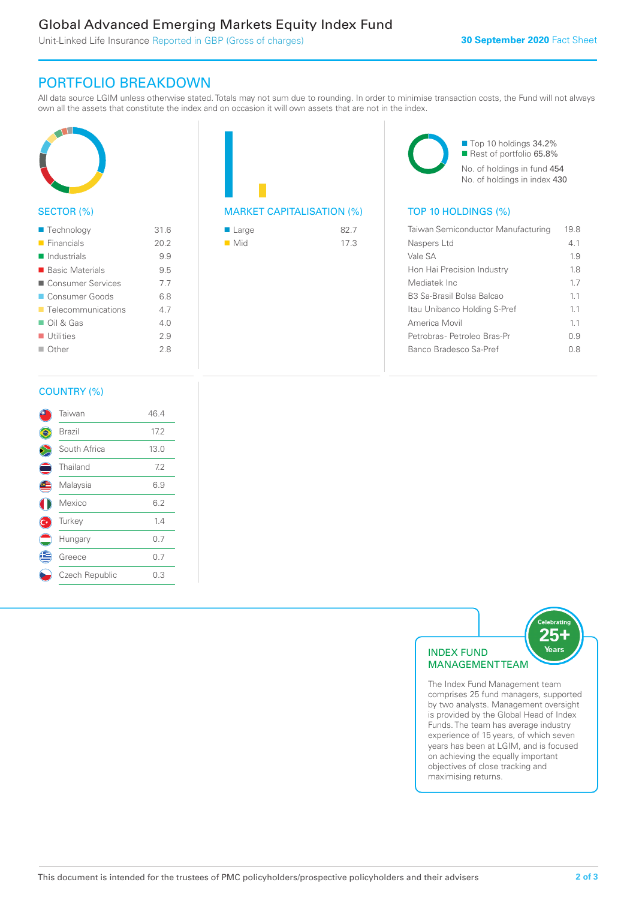# Global Advanced Emerging Markets Equity Index Fund

Unit-Linked Life Insurance Reported in GBP (Gross of charges)

**30 September 2020** Fact Sheet

## PORTFOLIO BREAKDOWN

All data source LGIM unless otherwise stated. Totals may not sum due to rounding. In order to minimise transaction costs, the Fund will not always own all the assets that constitute the index and on occasion it will own assets that are not in the index.

### SECTOR (%)

| Sector | % |
|---|---|
| Technology | 31.6 |
| Financials | 20.2 |
| Industrials | 9.9 |
| Basic Materials | 9.5 |
| Consumer Services | 7.7 |
| Consumer Goods | 6.8 |
| Telecommunications | 4.7 |
| Oil & Gas | 4.0 |
| Utilities | 2.9 |
| Other | 2.8 |

### MARKET CAPITALISATION (%)

| Market Capitalisation | % |
|---|---|
| Large | 82.7 |
| Mid | 17.3 |

- Top 10 holdings 34.2%
- Rest of portfolio 65.8%

No. of holdings in fund 454
No. of holdings in index 430

### TOP 10 HOLDINGS (%)

| Holding | % |
|---|---|
| Taiwan Semiconductor Manufacturing | 19.8 |
| Naspers Ltd | 4.1 |
| Vale SA | 1.9 |
| Hon Hai Precision Industry | 1.8 |
| Mediatek Inc | 1.7 |
| B3 Sa-Brasil Bolsa Balcao | 1.1 |
| Itau Unibanco Holding S-Pref | 1.1 |
| America Movil | 1.1 |
| Petrobras- Petroleo Bras-Pr | 0.9 |
| Banco Bradesco Sa-Pref | 0.8 |

### COUNTRY (%)

| Country | % |
|---|---|
| Taiwan | 46.4 |
| Brazil | 17.2 |
| South Africa | 13.0 |
| Thailand | 7.2 |
| Malaysia | 6.9 |
| Mexico | 6.2 |
| Turkey | 1.4 |
| Hungary | 0.7 |
| Greece | 0.7 |
| Czech Republic | 0.3 |

### INDEX FUND MANAGEMENT TEAM

Celebrating 25+ Years

The Index Fund Management team comprises 25 fund managers, supported by two analysts. Management oversight is provided by the Global Head of Index Funds. The team has average industry experience of 15 years, of which seven years has been at LGIM, and is focused on achieving the equally important objectives of close tracking and maximising returns.

This document is intended for the trustees of PMC policyholders/prospective policyholders and their advisers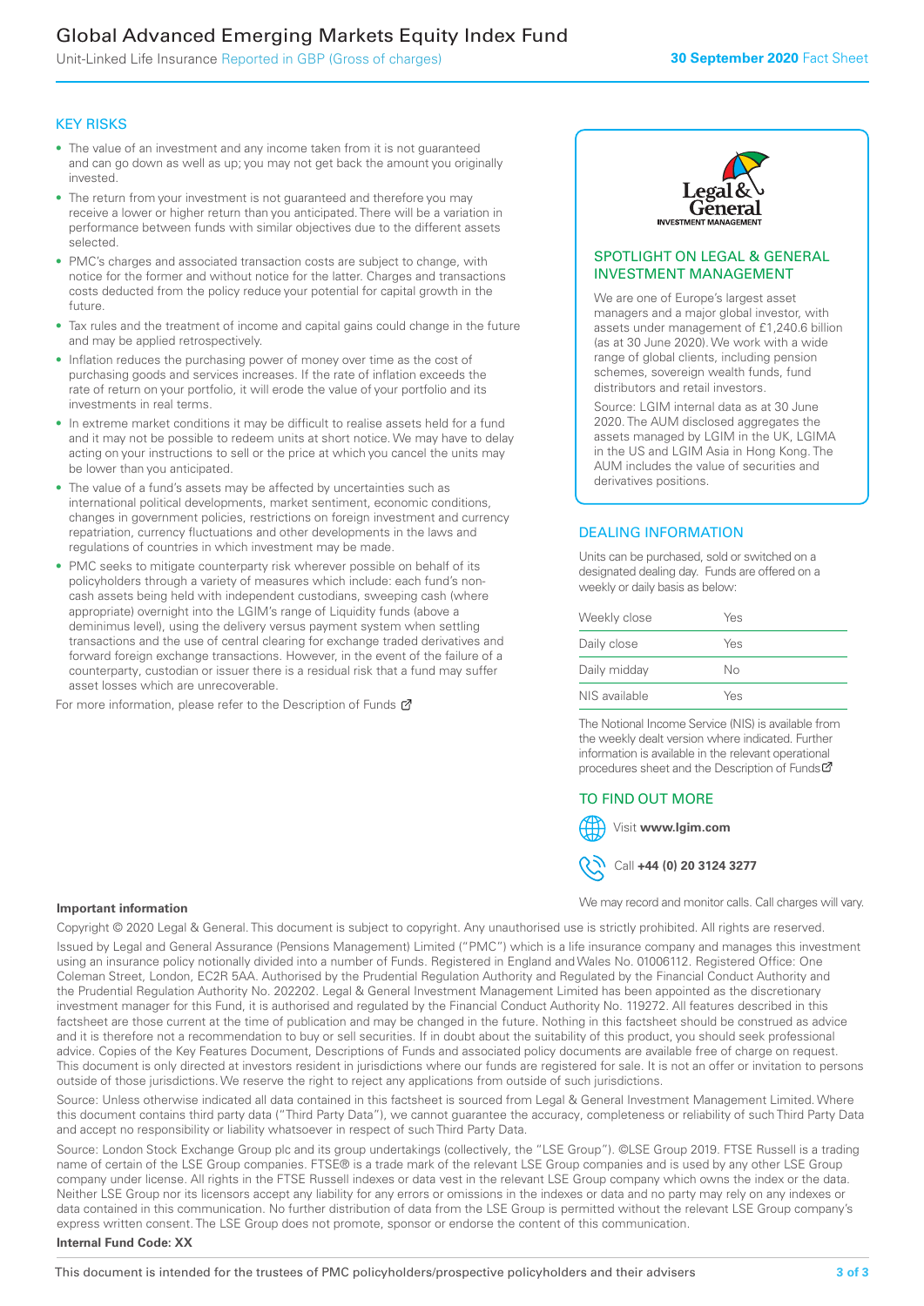## KEY RISKS

- The value of an investment and any income taken from it is not guaranteed and can go down as well as up; you may not get back the amount you originally invested.
- The return from your investment is not guaranteed and therefore you may receive a lower or higher return than you anticipated. There will be a variation in performance between funds with similar objectives due to the different assets selected.
- PMC's charges and associated transaction costs are subject to change, with notice for the former and without notice for the latter. Charges and transactions costs deducted from the policy reduce your potential for capital growth in the future.
- Tax rules and the treatment of income and capital gains could change in the future and may be applied retrospectively.
- Inflation reduces the purchasing power of money over time as the cost of purchasing goods and services increases. If the rate of inflation exceeds the rate of return on your portfolio, it will erode the value of your portfolio and its investments in real terms.
- In extreme market conditions it may be difficult to realise assets held for a fund and it may not be possible to redeem units at short notice. We may have to delay acting on your instructions to sell or the price at which you cancel the units may be lower than you anticipated.
- The value of a fund's assets may be affected by uncertainties such as international political developments, market sentiment, economic conditions, changes in government policies, restrictions on foreign investment and currency repatriation, currency fluctuations and other developments in the laws and regulations of countries in which investment may be made.
- PMC seeks to mitigate counterparty risk wherever possible on behalf of its policyholders through a variety of measures which include: each fund's non-cash assets being held with independent custodians, sweeping cash (where appropriate) overnight into the LGIM's range of Liquidity funds (above a deminimus level), using the delivery versus payment system when settling transactions and the use of central clearing for exchange traded derivatives and forward foreign exchange transactions. However, in the event of the failure of a counterparty, custodian or issuer there is a residual risk that a fund may suffer asset losses which are unrecoverable.

For more information, please refer to the Description of Funds

## SPOTLIGHT ON LEGAL & GENERAL INVESTMENT MANAGEMENT

We are one of Europe's largest asset managers and a major global investor, with assets under management of £1,240.6 billion (as at 30 June 2020). We work with a wide range of global clients, including pension schemes, sovereign wealth funds, fund distributors and retail investors.

Source: LGIM internal data as at 30 June 2020. The AUM disclosed aggregates the assets managed by LGIM in the UK, LGIMA in the US and LGIM Asia in Hong Kong. The AUM includes the value of securities and derivatives positions.

## DEALING INFORMATION

Units can be purchased, sold or switched on a designated dealing day. Funds are offered on a weekly or daily basis as below:

| | |
|---|---|
| Weekly close | Yes |
| Daily close | Yes |
| Daily midday | No |
| NIS available | Yes |

The Notional Income Service (NIS) is available from the weekly dealt version where indicated. Further information is available in the relevant operational procedures sheet and the Description of Funds

## TO FIND OUT MORE

Visit **www.lgim.com**

Call **+44 (0) 20 3124 3277**

We may record and monitor calls. Call charges will vary.

**Important information**

Copyright © 2020 Legal & General. This document is subject to copyright. Any unauthorised use is strictly prohibited. All rights are reserved.

Issued by Legal and General Assurance (Pensions Management) Limited ("PMC") which is a life insurance company and manages this investment using an insurance policy notionally divided into a number of Funds. Registered in England and Wales No. 01006112. Registered Office: One Coleman Street, London, EC2R 5AA. Authorised by the Prudential Regulation Authority and Regulated by the Financial Conduct Authority and the Prudential Regulation Authority No. 202202. Legal & General Investment Management Limited has been appointed as the discretionary investment manager for this Fund, it is authorised and regulated by the Financial Conduct Authority No. 119272. All features described in this factsheet are those current at the time of publication and may be changed in the future. Nothing in this factsheet should be construed as advice and it is therefore not a recommendation to buy or sell securities. If in doubt about the suitability of this product, you should seek professional advice. Copies of the Key Features Document, Descriptions of Funds and associated policy documents are available free of charge on request. This document is only directed at investors resident in jurisdictions where our funds are registered for sale. It is not an offer or invitation to persons outside of those jurisdictions. We reserve the right to reject any applications from outside of such jurisdictions.

Source: Unless otherwise indicated all data contained in this factsheet is sourced from Legal & General Investment Management Limited. Where this document contains third party data ("Third Party Data"), we cannot guarantee the accuracy, completeness or reliability of such Third Party Data and accept no responsibility or liability whatsoever in respect of such Third Party Data.

Source: London Stock Exchange Group plc and its group undertakings (collectively, the "LSE Group"). ©LSE Group 2019. FTSE Russell is a trading name of certain of the LSE Group companies. FTSE® is a trade mark of the relevant LSE Group companies and is used by any other LSE Group company under license. All rights in the FTSE Russell indexes or data vest in the relevant LSE Group company which owns the index or the data. Neither LSE Group nor its licensors accept any liability for any errors or omissions in the indexes or data and no party may rely on any indexes or data contained in this communication. No further distribution of data from the LSE Group is permitted without the relevant LSE Group company's express written consent. The LSE Group does not promote, sponsor or endorse the content of this communication.

**Internal Fund Code: XX**

This document is intended for the trustees of PMC policyholders/prospective policyholders and their advisers